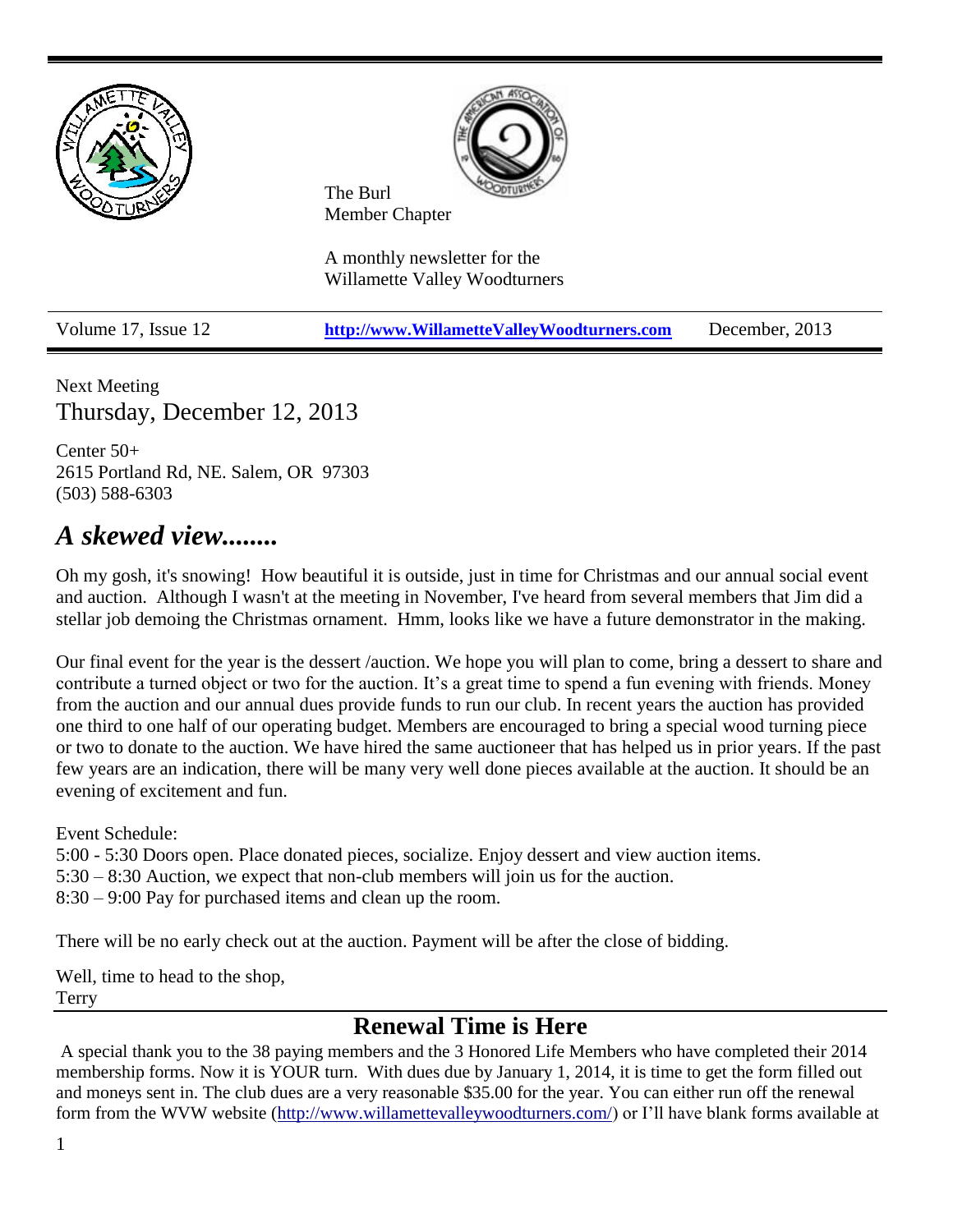The Burl
Member Chapter

A monthly newsletter for the
Willamette Valley Woodturners

| Volume 17, Issue 12 | http://www.WillametteValleyWoodturners.com | December, 2013 |
|---|---|---|

Next Meeting

## Thursday, December 12, 2013

Center 50+
2615 Portland Rd, NE. Salem, OR 97303
(503) 588-6303

# *A skewed view........*

Oh my gosh, it's snowing! How beautiful it is outside, just in time for Christmas and our annual social event and auction. Although I wasn't at the meeting in November, I've heard from several members that Jim did a stellar job demoing the Christmas ornament. Hmm, looks like we have a future demonstrator in the making.

Our final event for the year is the dessert /auction. We hope you will plan to come, bring a dessert to share and contribute a turned object or two for the auction. It's a great time to spend a fun evening with friends. Money from the auction and our annual dues provide funds to run our club. In recent years the auction has provided one third to one half of our operating budget. Members are encouraged to bring a special wood turning piece or two to donate to the auction. We have hired the same auctioneer that has helped us in prior years. If the past few years are an indication, there will be many very well done pieces available at the auction. It should be an evening of excitement and fun.

Event Schedule:
5:00 - 5:30 Doors open. Place donated pieces, socialize. Enjoy dessert and view auction items.
5:30 – 8:30 Auction, we expect that non-club members will join us for the auction.
8:30 – 9:00 Pay for purchased items and clean up the room.

There will be no early check out at the auction. Payment will be after the close of bidding.

Well, time to head to the shop,
Terry

## Renewal Time is Here

A special thank you to the 38 paying members and the 3 Honored Life Members who have completed their 2014 membership forms. Now it is YOUR turn. With dues due by January 1, 2014, it is time to get the form filled out and moneys sent in. The club dues are a very reasonable $35.00 for the year. You can either run off the renewal form from the WVW website (http://www.willamettevalleywoodturners.com/) or I'll have blank forms available at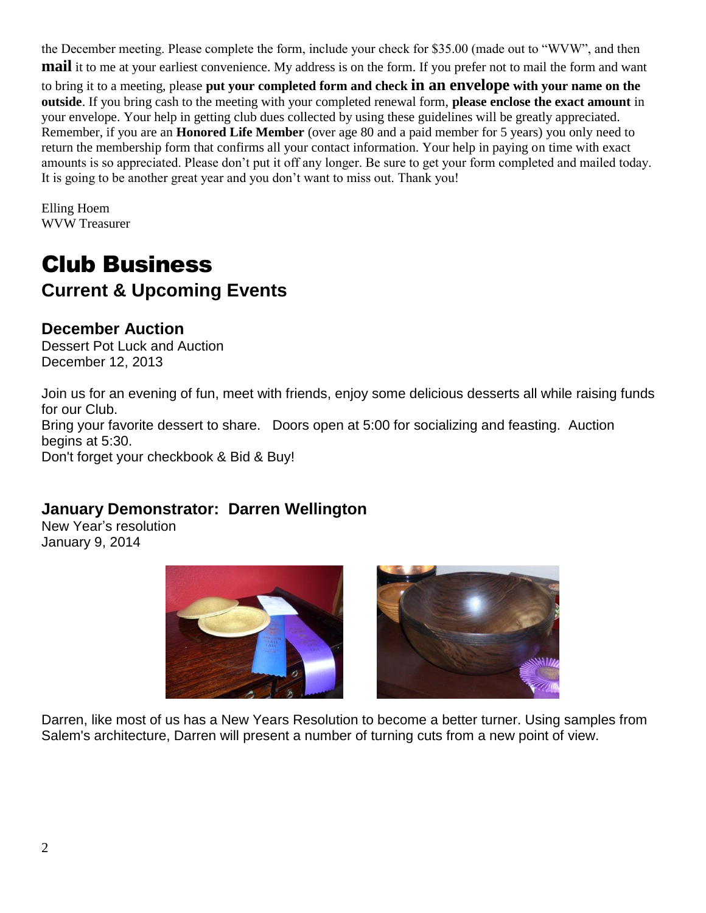the December meeting. Please complete the form, include your check for $35.00 (made out to “WVW”, and then **mail** it to me at your earliest convenience. My address is on the form. If you prefer not to mail the form and want to bring it to a meeting, please **put your completed form and check in an envelope with your name on the outside**. If you bring cash to the meeting with your completed renewal form, **please enclose the exact amount** in your envelope. Your help in getting club dues collected by using these guidelines will be greatly appreciated. Remember, if you are an **Honored Life Member** (over age 80 and a paid member for 5 years) you only need to return the membership form that confirms all your contact information. Your help in paying on time with exact amounts is so appreciated. Please don’t put it off any longer. Be sure to get your form completed and mailed today. It is going to be another great year and you don’t want to miss out. Thank you!

Elling Hoem
WVW Treasurer

# Club Business

## Current & Upcoming Events

### December Auction

Dessert Pot Luck and Auction
December 12, 2013

Join us for an evening of fun, meet with friends, enjoy some delicious desserts all while raising funds for our Club.
Bring your favorite dessert to share. Doors open at 5:00 for socializing and feasting. Auction begins at 5:30.
Don't forget your checkbook & Bid & Buy!

### January Demonstrator: Darren Wellington

New Year’s resolution
January 9, 2014

Darren, like most of us has a New Years Resolution to become a better turner. Using samples from Salem's architecture, Darren will present a number of turning cuts from a new point of view.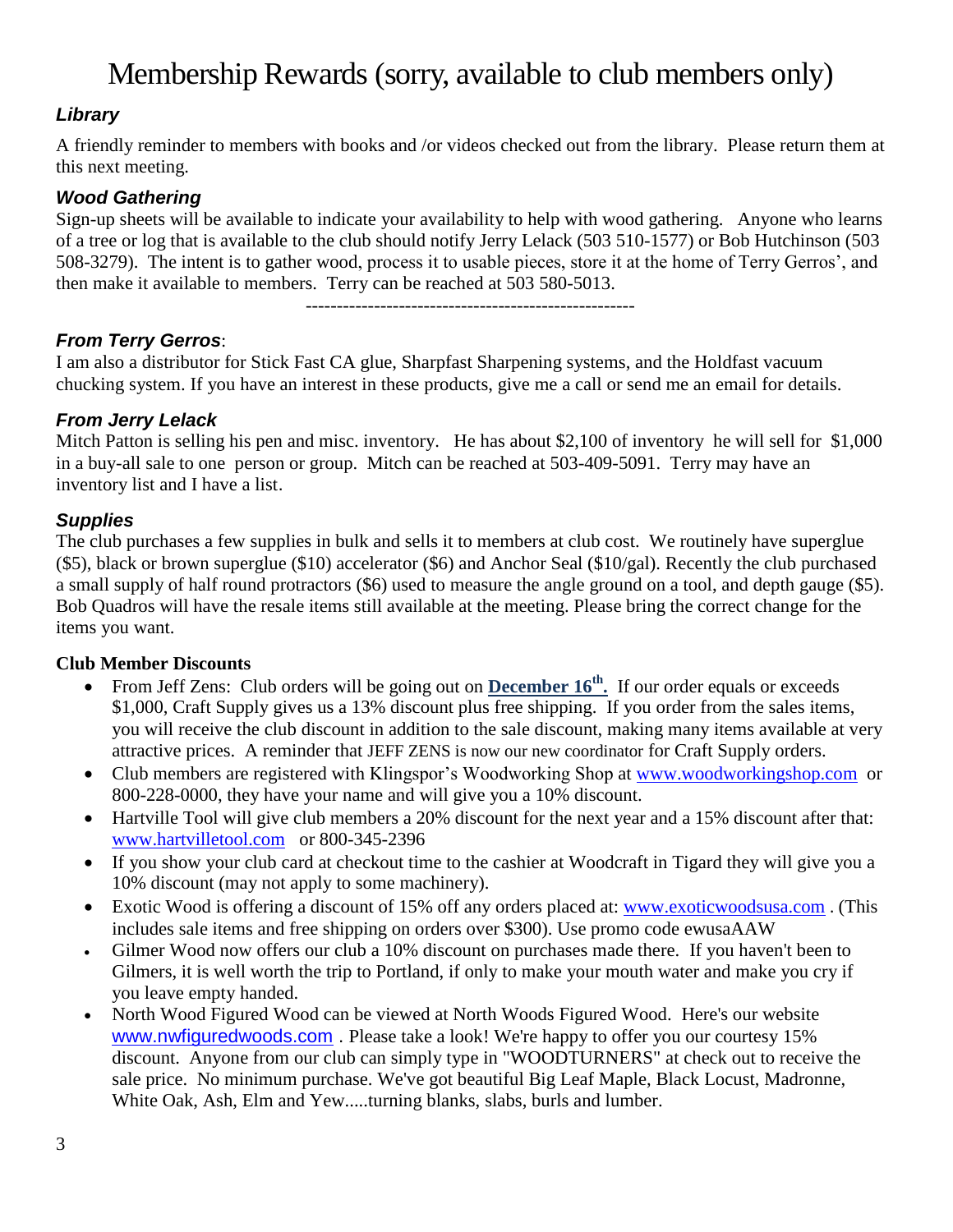# Membership Rewards (sorry, available to club members only)

### *Library*

A friendly reminder to members with books and /or videos checked out from the library. Please return them at this next meeting.

### *Wood Gathering*

Sign-up sheets will be available to indicate your availability to help with wood gathering. Anyone who learns of a tree or log that is available to the club should notify Jerry Lelack (503 510-1577) or Bob Hutchinson (503 508-3279). The intent is to gather wood, process it to usable pieces, store it at the home of Terry Gerros', and then make it available to members. Terry can be reached at 503 580-5013.

-----------------------------------------------------

### *From Terry Gerros*:

I am also a distributor for Stick Fast CA glue, Sharpfast Sharpening systems, and the Holdfast vacuum chucking system. If you have an interest in these products, give me a call or send me an email for details.

### *From Jerry Lelack*

Mitch Patton is selling his pen and misc. inventory. He has about $2,100 of inventory he will sell for $1,000 in a buy-all sale to one person or group. Mitch can be reached at 503-409-5091. Terry may have an inventory list and I have a list.

### *Supplies*

The club purchases a few supplies in bulk and sells it to members at club cost. We routinely have superglue ($5), black or brown superglue ($10) accelerator ($6) and Anchor Seal ($10/gal). Recently the club purchased a small supply of half round protractors ($6) used to measure the angle ground on a tool, and depth gauge ($5). Bob Quadros will have the resale items still available at the meeting. Please bring the correct change for the items you want.

**Club Member Discounts**

- From Jeff Zens: Club orders will be going out on **December 16th.** If our order equals or exceeds $1,000, Craft Supply gives us a 13% discount plus free shipping. If you order from the sales items, you will receive the club discount in addition to the sale discount, making many items available at very attractive prices. A reminder that JEFF ZENS is now our new coordinator for Craft Supply orders.
- Club members are registered with Klingspor's Woodworking Shop at www.woodworkingshop.com or 800-228-0000, they have your name and will give you a 10% discount.
- Hartville Tool will give club members a 20% discount for the next year and a 15% discount after that: www.hartvilletool.com or 800-345-2396
- If you show your club card at checkout time to the cashier at Woodcraft in Tigard they will give you a 10% discount (may not apply to some machinery).
- Exotic Wood is offering a discount of 15% off any orders placed at: www.exoticwoodsusa.com . (This includes sale items and free shipping on orders over $300). Use promo code ewusaAAW
- Gilmer Wood now offers our club a 10% discount on purchases made there. If you haven't been to Gilmers, it is well worth the trip to Portland, if only to make your mouth water and make you cry if you leave empty handed.
- North Wood Figured Wood can be viewed at North Woods Figured Wood. Here's our website www.nwfiguredwoods.com . Please take a look! We're happy to offer you our courtesy 15% discount. Anyone from our club can simply type in "WOODTURNERS" at check out to receive the sale price. No minimum purchase. We've got beautiful Big Leaf Maple, Black Locust, Madronne, White Oak, Ash, Elm and Yew.....turning blanks, slabs, burls and lumber.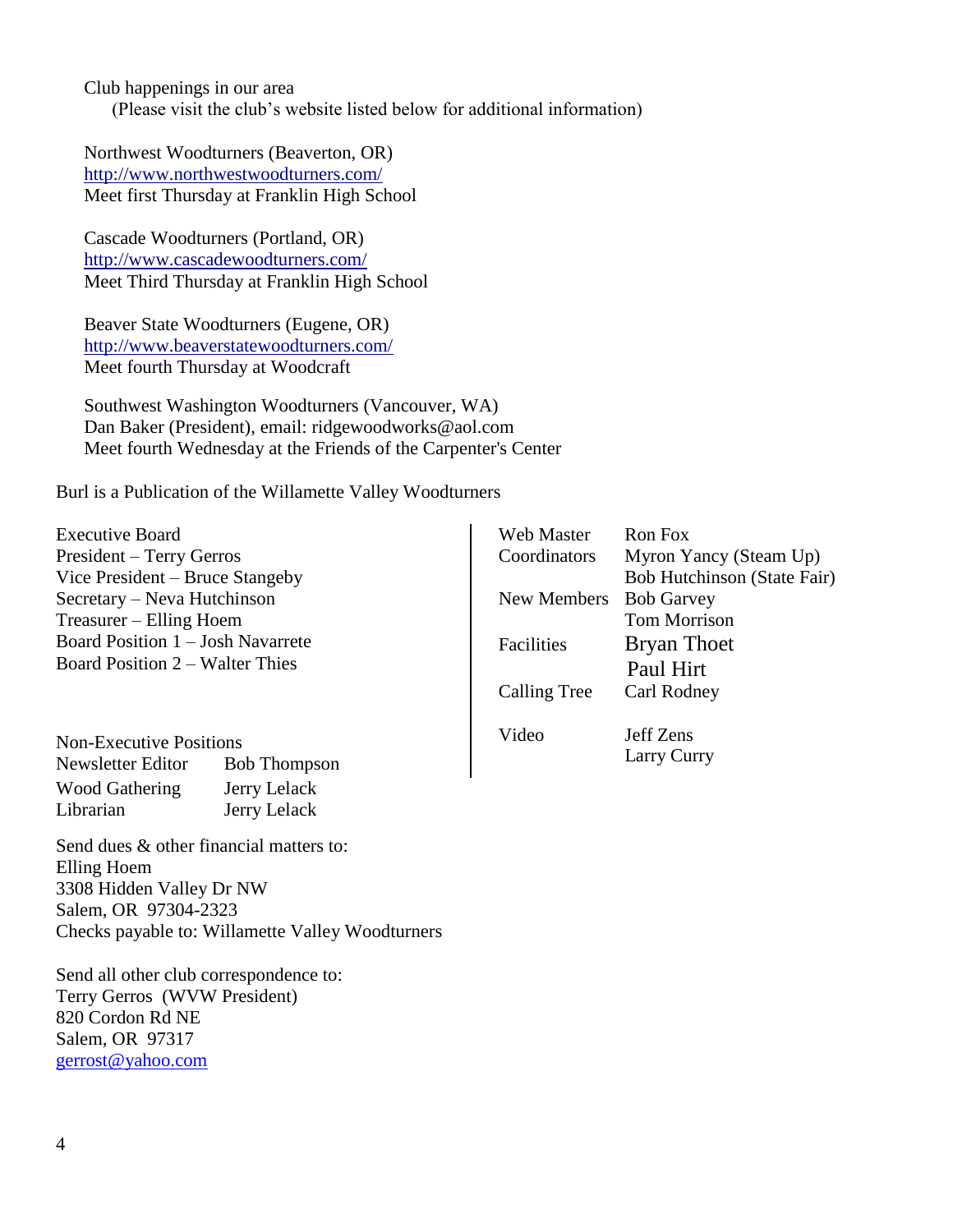Club happenings in our area
(Please visit the club's website listed below for additional information)

Northwest Woodturners (Beaverton, OR)
http://www.northwestwoodturners.com/
Meet first Thursday at Franklin High School

Cascade Woodturners (Portland, OR)
http://www.cascadewoodturners.com/
Meet Third Thursday at Franklin High School

Beaver State Woodturners (Eugene, OR)
http://www.beaverstatewoodturners.com/
Meet fourth Thursday at Woodcraft

Southwest Washington Woodturners (Vancouver, WA)
Dan Baker (President), email: ridgewoodworks@aol.com
Meet fourth Wednesday at the Friends of the Carpenter's Center

Burl is a Publication of the Willamette Valley Woodturners

Executive Board
President – Terry Gerros
Vice President – Bruce Stangeby
Secretary – Neva Hutchinson
Treasurer – Elling Hoem
Board Position 1 – Josh Navarrete
Board Position 2 – Walter Thies

Non-Executive Positions

| | |
|---|---|
| Newsletter Editor | Bob Thompson |
| Wood Gathering | Jerry Lelack |
| Librarian | Jerry Lelack |
| Web Master | Ron Fox |
| Coordinators | Myron Yancy (Steam Up)<br>Bob Hutchinson (State Fair) |
| New Members | Bob Garvey<br>Tom Morrison |
| Facilities | Bryan Thoet<br>Paul Hirt |
| Calling Tree | Carl Rodney |
| Video | Jeff Zens<br>Larry Curry |

Send dues & other financial matters to:
Elling Hoem
3308 Hidden Valley Dr NW
Salem, OR 97304-2323
Checks payable to: Willamette Valley Woodturners

Send all other club correspondence to:
Terry Gerros (WVW President)
820 Cordon Rd NE
Salem, OR 97317
gerrost@yahoo.com